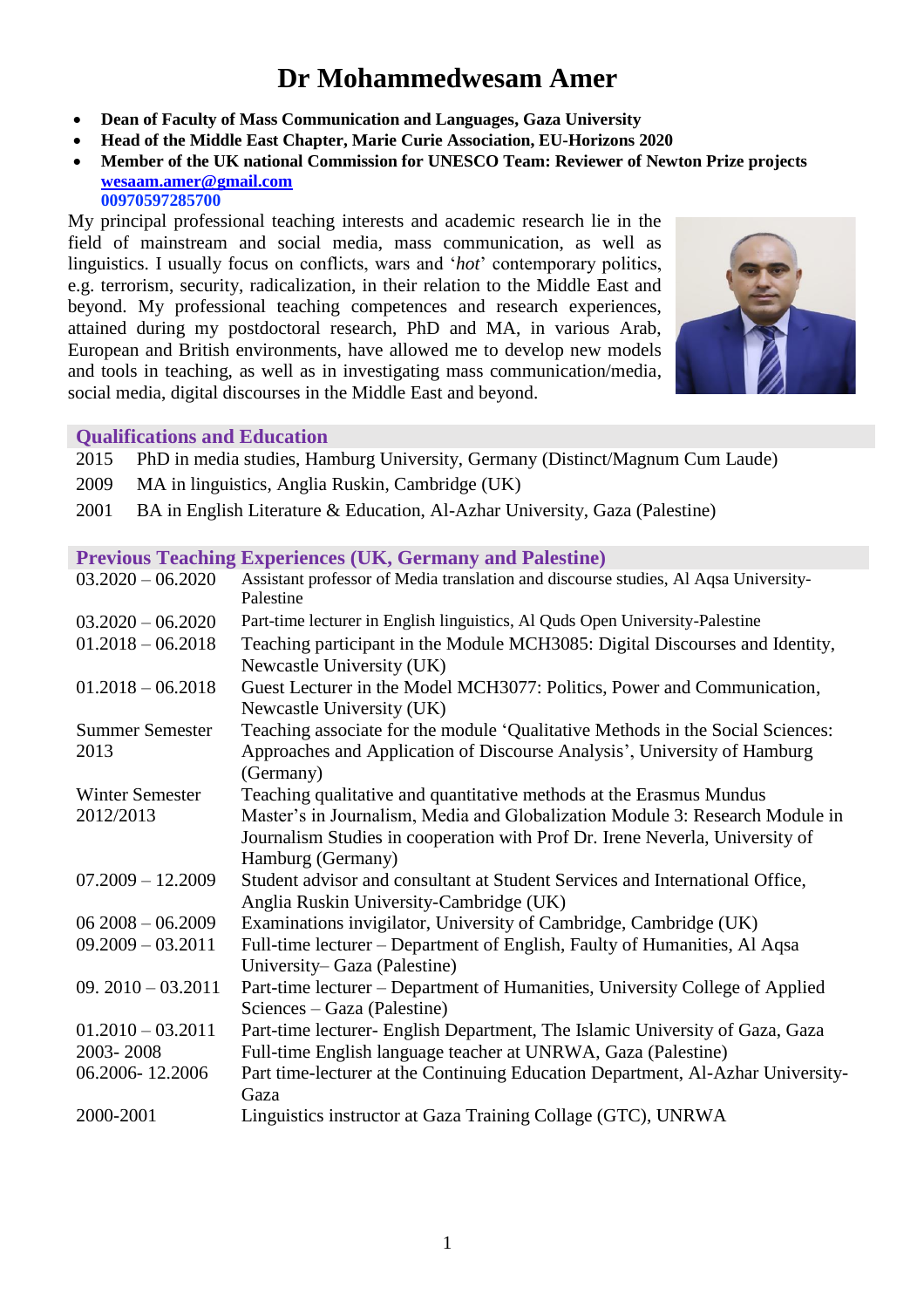# Dr Mohammedwesam Amer

- **Dean of Faculty of Mass Communication and Languages, Gaza University**
- **Head of the Middle East Chapter, Marie Curie Association, EU-Horizons 2020**
- **Member of the UK national Commission for UNESCO Team: Reviewer of Newton Prize projects**
  **wesaam.amer@gmail.com**
  **00970597285700**

My principal professional teaching interests and academic research lie in the field of mainstream and social media, mass communication, as well as linguistics. I usually focus on conflicts, wars and '*hot*' contemporary politics, e.g. terrorism, security, radicalization, in their relation to the Middle East and beyond. My professional teaching competences and research experiences, attained during my postdoctoral research, PhD and MA, in various Arab, European and British environments, have allowed me to develop new models and tools in teaching, as well as in investigating mass communication/media, social media, digital discourses in the Middle East and beyond.

## Qualifications and Education

| | |
|---|---|
| 2015 | PhD in media studies, Hamburg University, Germany (Distinct/Magnum Cum Laude) |
| 2009 | MA in linguistics, Anglia Ruskin, Cambridge (UK) |
| 2001 | BA in English Literature & Education, Al-Azhar University, Gaza (Palestine) |

## Previous Teaching Experiences (UK, Germany and Palestine)

| | |
|---|---|
| 03.2020 – 06.2020 | Assistant professor of Media translation and discourse studies, Al Aqsa University-Palestine |
| 03.2020 – 06.2020 | Part-time lecturer in English linguistics, Al Quds Open University-Palestine |
| 01.2018 – 06.2018 | Teaching participant in the Module MCH3085: Digital Discourses and Identity, Newcastle University (UK) |
| 01.2018 – 06.2018 | Guest Lecturer in the Model MCH3077: Politics, Power and Communication, Newcastle University (UK) |
| Summer Semester 2013 | Teaching associate for the module 'Qualitative Methods in the Social Sciences: Approaches and Application of Discourse Analysis', University of Hamburg (Germany) |
| Winter Semester 2012/2013 | Teaching qualitative and quantitative methods at the Erasmus Mundus Master's in Journalism, Media and Globalization Module 3: Research Module in Journalism Studies in cooperation with Prof Dr. Irene Neverla, University of Hamburg (Germany) |
| 07.2009 – 12.2009 | Student advisor and consultant at Student Services and International Office, Anglia Ruskin University-Cambridge (UK) |
| 06 2008 – 06.2009 | Examinations invigilator, University of Cambridge, Cambridge (UK) |
| 09.2009 – 03.2011 | Full-time lecturer – Department of English, Faulty of Humanities, Al Aqsa University– Gaza (Palestine) |
| 09. 2010 – 03.2011 | Part-time lecturer – Department of Humanities, University College of Applied Sciences – Gaza (Palestine) |
| 01.2010 – 03.2011 | Part-time lecturer- English Department, The Islamic University of Gaza, Gaza |
| 2003- 2008 | Full-time English language teacher at UNRWA, Gaza (Palestine) |
| 06.2006- 12.2006 | Part time-lecturer at the Continuing Education Department, Al-Azhar University-Gaza |
| 2000-2001 | Linguistics instructor at Gaza Training Collage (GTC), UNRWA |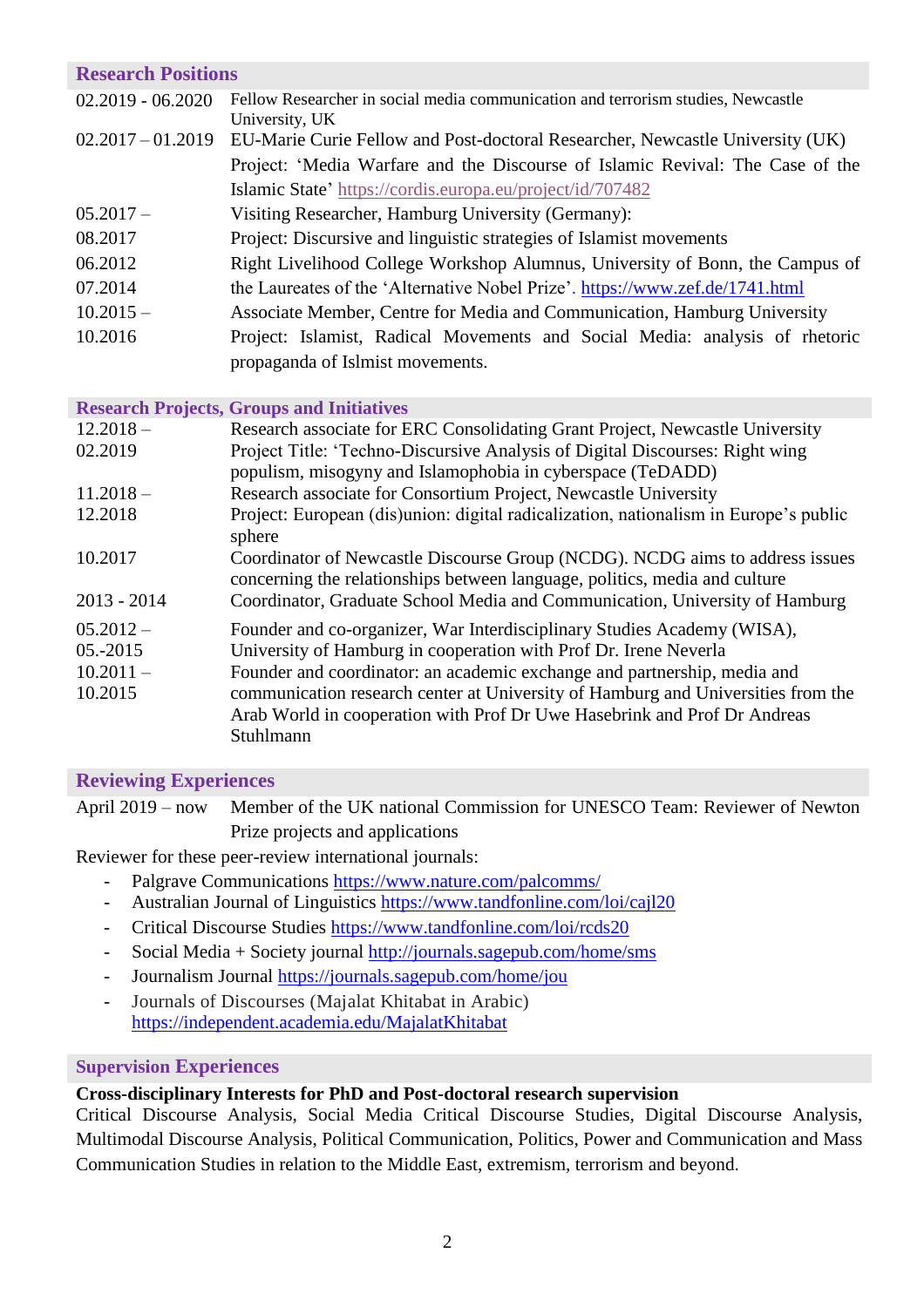## Research Positions

| | |
|---|---|
| 02.2019 - 06.2020 | Fellow Researcher in social media communication and terrorism studies, Newcastle University, UK |
| 02.2017 – 01.2019 | EU-Marie Curie Fellow and Post-doctoral Researcher, Newcastle University (UK) Project: 'Media Warfare and the Discourse of Islamic Revival: The Case of the Islamic State' https://cordis.europa.eu/project/id/707482 |
| 05.2017 – 08.2017 | Visiting Researcher, Hamburg University (Germany): Project: Discursive and linguistic strategies of Islamist movements |
| 06.2012 07.2014 | Right Livelihood College Workshop Alumnus, University of Bonn, the Campus of the Laureates of the 'Alternative Nobel Prize'. https://www.zef.de/1741.html |
| 10.2015 – 10.2016 | Associate Member, Centre for Media and Communication, Hamburg University Project: Islamist, Radical Movements and Social Media: analysis of rhetoric propaganda of Islmist movements. |

## Research Projects, Groups and Initiatives

| | |
|---|---|
| 12.2018 – 02.2019 | Research associate for ERC Consolidating Grant Project, Newcastle University Project Title: 'Techno-Discursive Analysis of Digital Discourses: Right wing populism, misogyny and Islamophobia in cyberspace (TeDADD) |
| 11.2018 – 12.2018 | Research associate for Consortium Project, Newcastle University Project: European (dis)union: digital radicalization, nationalism in Europe's public sphere |
| 10.2017 | Coordinator of Newcastle Discourse Group (NCDG). NCDG aims to address issues concerning the relationships between language, politics, media and culture |
| 2013 - 2014 | Coordinator, Graduate School Media and Communication, University of Hamburg |
| 05.2012 – 05.-2015 | Founder and co-organizer, War Interdisciplinary Studies Academy (WISA), University of Hamburg in cooperation with Prof Dr. Irene Neverla |
| 10.2011 – 10.2015 | Founder and coordinator: an academic exchange and partnership, media and communication research center at University of Hamburg and Universities from the Arab World in cooperation with Prof Dr Uwe Hasebrink and Prof Dr Andreas Stuhlmann |

## Reviewing Experiences

| | |
|---|---|
| April 2019 – now | Member of the UK national Commission for UNESCO Team: Reviewer of Newton Prize projects and applications |

Reviewer for these peer-review international journals:

- Palgrave Communications https://www.nature.com/palcomms/
- Australian Journal of Linguistics https://www.tandfonline.com/loi/cajl20
- Critical Discourse Studies https://www.tandfonline.com/loi/rcds20
- Social Media + Society journal http://journals.sagepub.com/home/sms
- Journalism Journal https://journals.sagepub.com/home/jou
- Journals of Discourses (Majalat Khitabat in Arabic) https://independent.academia.edu/MajalatKhitabat

## Supervision Experiences

**Cross-disciplinary Interests for PhD and Post-doctoral research supervision**

Critical Discourse Analysis, Social Media Critical Discourse Studies, Digital Discourse Analysis, Multimodal Discourse Analysis, Political Communication, Politics, Power and Communication and Mass Communication Studies in relation to the Middle East, extremism, terrorism and beyond.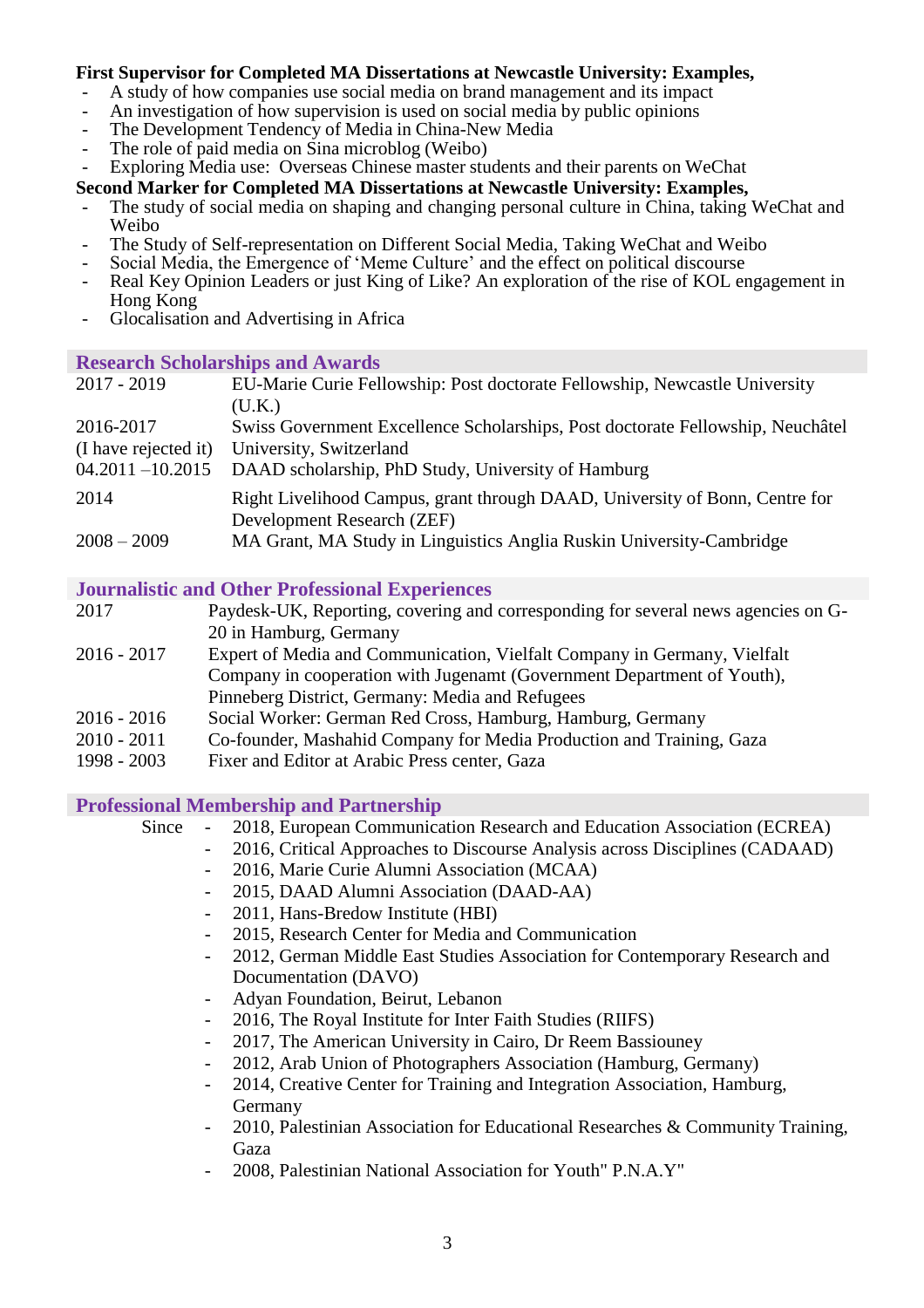**First Supervisor for Completed MA Dissertations at Newcastle University: Examples,**

- A study of how companies use social media on brand management and its impact
- An investigation of how supervision is used on social media by public opinions
- The Development Tendency of Media in China-New Media
- The role of paid media on Sina microblog (Weibo)
- Exploring Media use: Overseas Chinese master students and their parents on WeChat

**Second Marker for Completed MA Dissertations at Newcastle University: Examples,**

- The study of social media on shaping and changing personal culture in China, taking WeChat and Weibo
- The Study of Self-representation on Different Social Media, Taking WeChat and Weibo
- Social Media, the Emergence of 'Meme Culture' and the effect on political discourse
- Real Key Opinion Leaders or just King of Like? An exploration of the rise of KOL engagement in Hong Kong
- Glocalisation and Advertising in Africa

## Research Scholarships and Awards

| | |
|---|---|
| 2017 - 2019 | EU-Marie Curie Fellowship: Post doctorate Fellowship, Newcastle University (U.K.) |
| 2016-2017 (I have rejected it) | Swiss Government Excellence Scholarships, Post doctorate Fellowship, Neuchâtel University, Switzerland |
| 04.2011 –10.2015 | DAAD scholarship, PhD Study, University of Hamburg |
| 2014 | Right Livelihood Campus, grant through DAAD, University of Bonn, Centre for Development Research (ZEF) |
| 2008 – 2009 | MA Grant, MA Study in Linguistics Anglia Ruskin University-Cambridge |

## Journalistic and Other Professional Experiences

| | |
|---|---|
| 2017 | Paydesk-UK, Reporting, covering and corresponding for several news agencies on G-20 in Hamburg, Germany |
| 2016 - 2017 | Expert of Media and Communication, Vielfalt Company in Germany, Vielfalt Company in cooperation with Jugenamt (Government Department of Youth), Pinneberg District, Germany: Media and Refugees |
| 2016 - 2016 | Social Worker: German Red Cross, Hamburg, Hamburg, Germany |
| 2010 - 2011 | Co-founder, Mashahid Company for Media Production and Training, Gaza |
| 1998 - 2003 | Fixer and Editor at Arabic Press center, Gaza |

## Professional Membership and Partnership

Since

- 2018, European Communication Research and Education Association (ECREA)
- 2016, Critical Approaches to Discourse Analysis across Disciplines (CADAAD)
- 2016, Marie Curie Alumni Association (MCAA)
- 2015, DAAD Alumni Association (DAAD-AA)
- 2011, Hans-Bredow Institute (HBI)
- 2015, Research Center for Media and Communication
- 2012, German Middle East Studies Association for Contemporary Research and Documentation (DAVO)
- Adyan Foundation, Beirut, Lebanon
- 2016, The Royal Institute for Inter Faith Studies (RIIFS)
- 2017, The American University in Cairo, Dr Reem Bassiouney
- 2012, Arab Union of Photographers Association (Hamburg, Germany)
- 2014, Creative Center for Training and Integration Association, Hamburg, Germany
- 2010, Palestinian Association for Educational Researches & Community Training, Gaza
- 2008, Palestinian National Association for Youth" P.N.A.Y"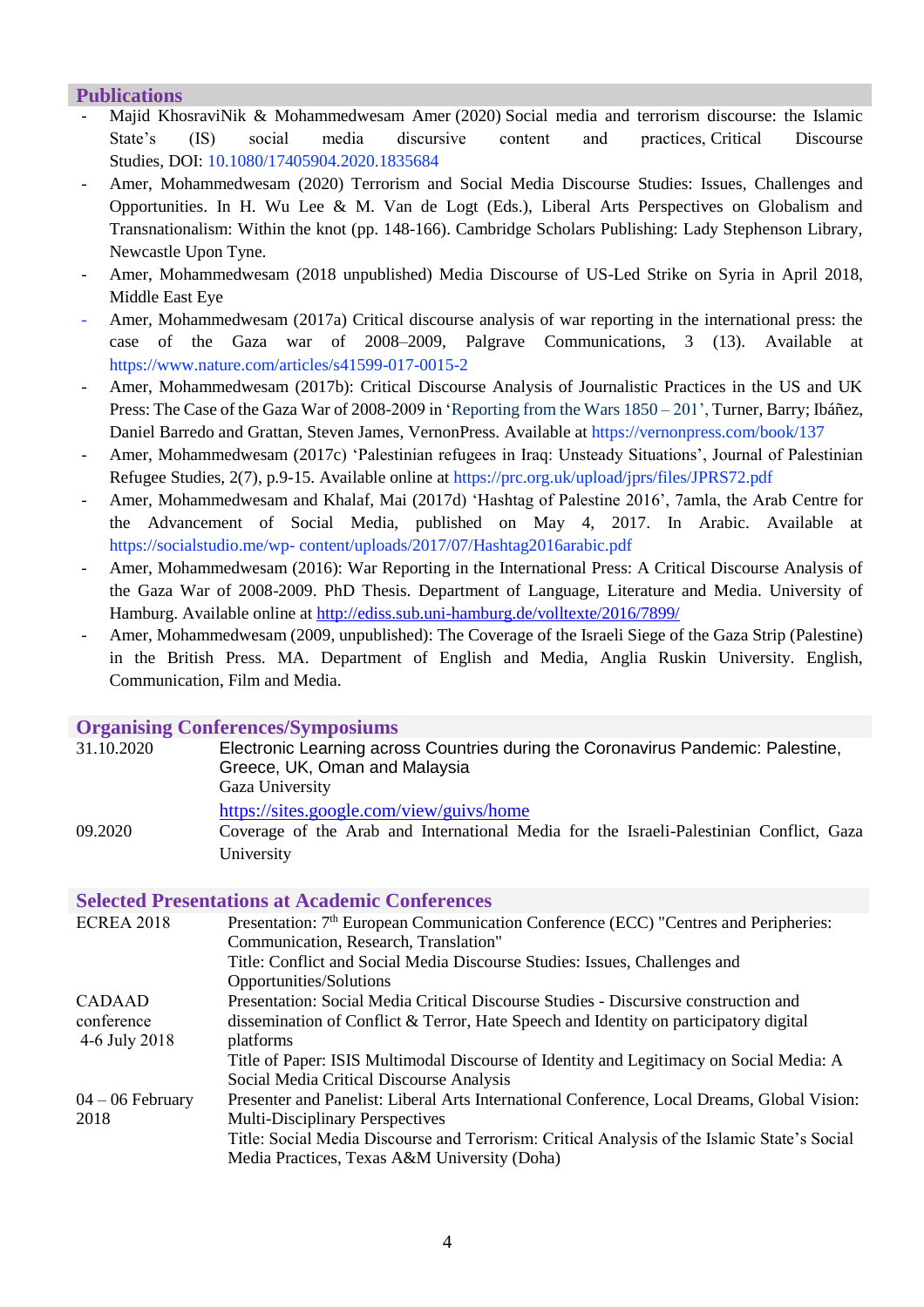## Publications

- Majid KhosraviNik & Mohammedwesam Amer (2020) Social media and terrorism discourse: the Islamic State's (IS) social media discursive content and practices, Critical Discourse Studies, DOI: 10.1080/17405904.2020.1835684
- Amer, Mohammedwesam (2020) Terrorism and Social Media Discourse Studies: Issues, Challenges and Opportunities. In H. Wu Lee & M. Van de Logt (Eds.), Liberal Arts Perspectives on Globalism and Transnationalism: Within the knot (pp. 148-166). Cambridge Scholars Publishing: Lady Stephenson Library, Newcastle Upon Tyne.
- Amer, Mohammedwesam (2018 unpublished) Media Discourse of US-Led Strike on Syria in April 2018, Middle East Eye
- Amer, Mohammedwesam (2017a) Critical discourse analysis of war reporting in the international press: the case of the Gaza war of 2008–2009, Palgrave Communications, 3 (13). Available at https://www.nature.com/articles/s41599-017-0015-2
- Amer, Mohammedwesam (2017b): Critical Discourse Analysis of Journalistic Practices in the US and UK Press: The Case of the Gaza War of 2008-2009 in 'Reporting from the Wars 1850 – 201', Turner, Barry; Ibáñez, Daniel Barredo and Grattan, Steven James, VernonPress. Available at https://vernonpress.com/book/137
- Amer, Mohammedwesam (2017c) 'Palestinian refugees in Iraq: Unsteady Situations', Journal of Palestinian Refugee Studies, 2(7), p.9-15. Available online at https://prc.org.uk/upload/jprs/files/JPRS72.pdf
- Amer, Mohammedwesam and Khalaf, Mai (2017d) 'Hashtag of Palestine 2016', 7amla, the Arab Centre for the Advancement of Social Media, published on May 4, 2017. In Arabic. Available at https://socialstudio.me/wp- content/uploads/2017/07/Hashtag2016arabic.pdf
- Amer, Mohammedwesam (2016): War Reporting in the International Press: A Critical Discourse Analysis of the Gaza War of 2008-2009. PhD Thesis. Department of Language, Literature and Media. University of Hamburg. Available online at http://ediss.sub.uni-hamburg.de/volltexte/2016/7899/
- Amer, Mohammedwesam (2009, unpublished): The Coverage of the Israeli Siege of the Gaza Strip (Palestine) in the British Press. MA. Department of English and Media, Anglia Ruskin University. English, Communication, Film and Media.

## Organising Conferences/Symposiums

| | |
|---|---|
| 31.10.2020 | Electronic Learning across Countries during the Coronavirus Pandemic: Palestine, Greece, UK, Oman and Malaysia<br>Gaza University<br>https://sites.google.com/view/guivs/home |
| 09.2020 | Coverage of the Arab and International Media for the Israeli-Palestinian Conflict, Gaza University |

## Selected Presentations at Academic Conferences

| | |
|---|---|
| ECREA 2018 | Presentation: 7th European Communication Conference (ECC) "Centres and Peripheries: Communication, Research, Translation"<br>Title: Conflict and Social Media Discourse Studies: Issues, Challenges and Opportunities/Solutions |
| CADAAD conference 4-6 July 2018 | Presentation: Social Media Critical Discourse Studies - Discursive construction and dissemination of Conflict & Terror, Hate Speech and Identity on participatory digital platforms<br>Title of Paper: ISIS Multimodal Discourse of Identity and Legitimacy on Social Media: A Social Media Critical Discourse Analysis |
| 04 – 06 February 2018 | Presenter and Panelist: Liberal Arts International Conference, Local Dreams, Global Vision: Multi-Disciplinary Perspectives<br>Title: Social Media Discourse and Terrorism: Critical Analysis of the Islamic State's Social Media Practices, Texas A&M University (Doha) |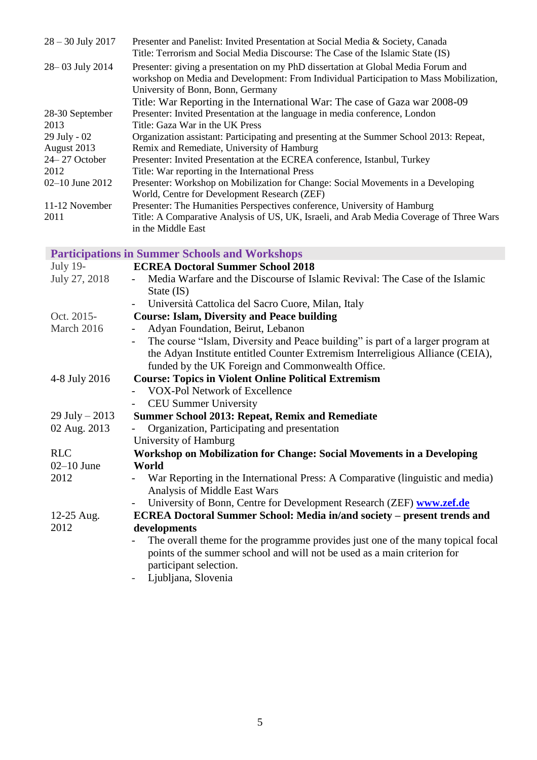| | |
|---|---|
| 28 – 30 July 2017 | Presenter and Panelist: Invited Presentation at Social Media & Society, Canada<br>Title: Terrorism and Social Media Discourse: The Case of the Islamic State (IS) |
| 28– 03 July 2014 | Presenter: giving a presentation on my PhD dissertation at Global Media Forum and workshop on Media and Development: From Individual Participation to Mass Mobilization, University of Bonn, Bonn, Germany<br>Title: War Reporting in the International War: The case of Gaza war 2008-09 |
| 28-30 September 2013 | Presenter: Invited Presentation at the language in media conference, London<br>Title: Gaza War in the UK Press |
| 29 July - 02 August 2013 | Organization assistant: Participating and presenting at the Summer School 2013: Repeat, Remix and Remediate, University of Hamburg |
| 24– 27 October 2012 | Presenter: Invited Presentation at the ECREA conference, Istanbul, Turkey<br>Title: War reporting in the International Press |
| 02–10 June 2012 | Presenter: Workshop on Mobilization for Change: Social Movements in a Developing World, Centre for Development Research (ZEF) |
| 11-12 November 2011 | Presenter: The Humanities Perspectives conference, University of Hamburg<br>Title: A Comparative Analysis of US, UK, Israeli, and Arab Media Coverage of Three Wars in the Middle East |

## Participations in Summer Schools and Workshops

| | |
|---|---|
| July 19-<br>July 27, 2018 | **ECREA Doctoral Summer School 2018**<br>- Media Warfare and the Discourse of Islamic Revival: The Case of the Islamic State (IS)<br>- Università Cattolica del Sacro Cuore, Milan, Italy |
| Oct. 2015-<br>March 2016 | **Course: Islam, Diversity and Peace building**<br>- Adyan Foundation, Beirut, Lebanon<br>- The course “Islam, Diversity and Peace building” is part of a larger program at the Adyan Institute entitled Counter Extremism Interreligious Alliance (CEIA), funded by the UK Foreign and Commonwealth Office. |
| 4-8 July 2016 | **Course: Topics in Violent Online Political Extremism**<br>- VOX-Pol Network of Excellence<br>- CEU Summer University |
| 29 July – 2013<br>02 Aug. 2013 | **Summer School 2013: Repeat, Remix and Remediate**<br>- Organization, Participating and presentation<br>University of Hamburg |
| RLC<br>02–10 June 2012 | **Workshop on Mobilization for Change: Social Movements in a Developing World**<br>- War Reporting in the International Press: A Comparative (linguistic and media) Analysis of Middle East Wars<br>- University of Bonn, Centre for Development Research (ZEF) **www.zef.de** |
| 12-25 Aug. 2012 | **ECREA Doctoral Summer School: Media in/and society – present trends and developments**<br>- The overall theme for the programme provides just one of the many topical focal points of the summer school and will not be used as a main criterion for participant selection.<br>- Ljubljana, Slovenia |